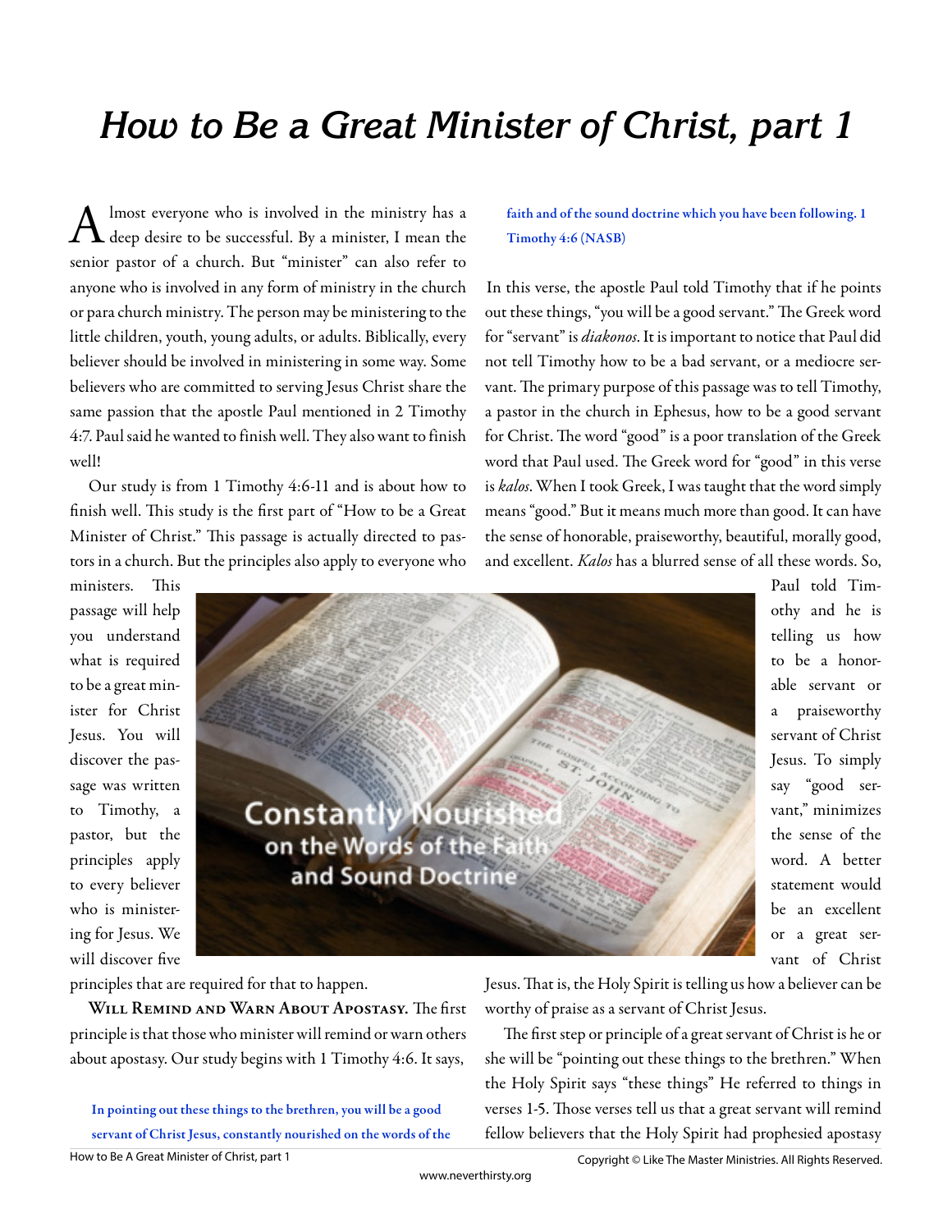# How to Be a Great Minister of Christ, part 1

Almost everyone who is involved in the ministry has a deep desire to be successful. By a minister, I mean the senior pastor of a church. But "minister" can also refer to anyone who is involved in any form of ministry in the church or para church ministry. The person may be ministering to the little children, youth, young adults, or adults. Biblically, every believer should be involved in ministering in some way. Some believers who are committed to serving Jesus Christ share the same passion that the apostle Paul mentioned in 2 Timothy 4:7. Paul said he wanted to finish well. They also want to finish well!

Our study is from 1 Timothy 4:6-11 and is about how to finish well. This study is the first part of "How to be a Great Minister of Christ." This passage is actually directed to pastors in a church. But the principles also apply to everyone who ministers. This passage will help you understand what is required to be a great minister for Christ Jesus. You will discover the passage was written to Timothy, a pastor, but the principles apply to every believer who is ministering for Jesus. We will discover five principles that are required for that to happen.

**Will Remind and Warn About Apostasy.** The first principle is that those who minister will remind or warn others about apostasy. Our study begins with 1 Timothy 4:6. It says,

> **In pointing out these things to the brethren, you will be a good servant of Christ Jesus, constantly nourished on the words of the faith and of the sound doctrine which you have been following. 1 Timothy 4:6 (NASB)**

In this verse, the apostle Paul told Timothy that if he points out these things, "you will be a good servant." The Greek word for "servant" is *diakonos*. It is important to notice that Paul did not tell Timothy how to be a bad servant, or a mediocre servant. The primary purpose of this passage was to tell Timothy, a pastor in the church in Ephesus, how to be a good servant for Christ. The word "good" is a poor translation of the Greek word that Paul used. The Greek word for "good" in this verse is *kalos*. When I took Greek, I was taught that the word simply means "good." But it means much more than good. It can have the sense of honorable, praiseworthy, beautiful, morally good, and excellent. *Kalos* has a blurred sense of all these words. So, Paul told Timothy and he is telling us how to be a honorable servant or a praiseworthy servant of Christ Jesus. To simply say "good servant," minimizes the sense of the word. A better statement would be an excellent or a great servant of Christ Jesus. That is, the Holy Spirit is telling us how a believer can be worthy of praise as a servant of Christ Jesus.

The first step or principle of a great servant of Christ is he or she will be "pointing out these things to the brethren." When the Holy Spirit says "these things" He referred to things in verses 1-5. Those verses tell us that a great servant will remind fellow believers that the Holy Spirit had prophesied apostasy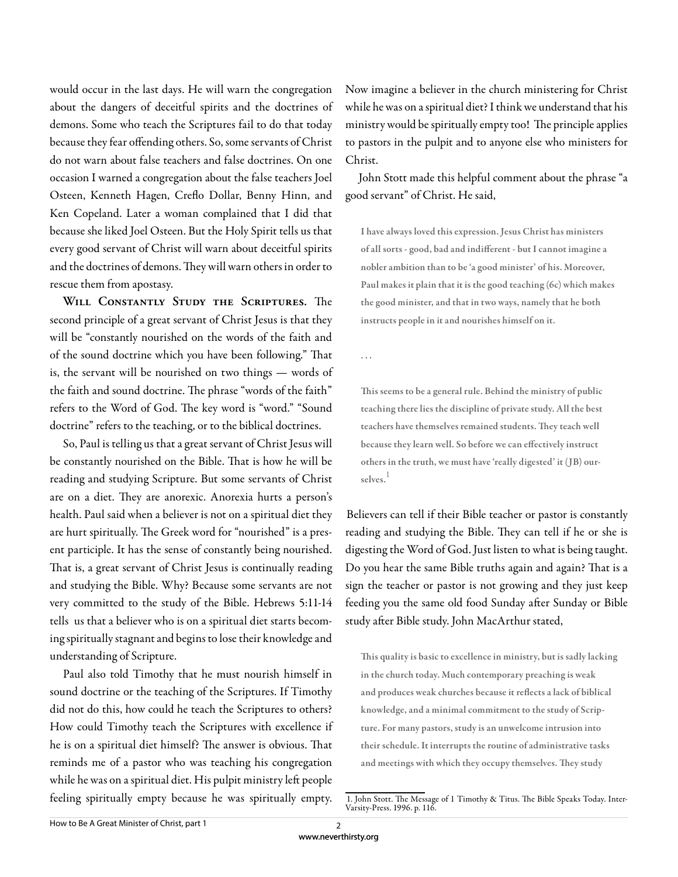would occur in the last days. He will warn the congregation about the dangers of deceitful spirits and the doctrines of demons. Some who teach the Scriptures fail to do that today because they fear offending others. So, some servants of Christ do not warn about false teachers and false doctrines. On one occasion I warned a congregation about the false teachers Joel Osteen, Kenneth Hagen, Creflo Dollar, Benny Hinn, and Ken Copeland. Later a woman complained that I did that because she liked Joel Osteen. But the Holy Spirit tells us that every good servant of Christ will warn about deceitful spirits and the doctrines of demons. They will warn others in order to rescue them from apostasy.

**Will Constantly Study the Scriptures.** The second principle of a great servant of Christ Jesus is that they will be "constantly nourished on the words of the faith and of the sound doctrine which you have been following." That is, the servant will be nourished on two things — words of the faith and sound doctrine. The phrase "words of the faith" refers to the Word of God. The key word is "word." "Sound doctrine" refers to the teaching, or to the biblical doctrines.

So, Paul is telling us that a great servant of Christ Jesus will be constantly nourished on the Bible. That is how he will be reading and studying Scripture. But some servants of Christ are on a diet. They are anorexic. Anorexia hurts a person's health. Paul said when a believer is not on a spiritual diet they are hurt spiritually. The Greek word for "nourished" is a present participle. It has the sense of constantly being nourished. That is, a great servant of Christ Jesus is continually reading and studying the Bible. Why? Because some servants are not very committed to the study of the Bible. Hebrews 5:11-14 tells us that a believer who is on a spiritual diet starts becoming spiritually stagnant and begins to lose their knowledge and understanding of Scripture.

Paul also told Timothy that he must nourish himself in sound doctrine or the teaching of the Scriptures. If Timothy did not do this, how could he teach the Scriptures to others? How could Timothy teach the Scriptures with excellence if he is on a spiritual diet himself? The answer is obvious. That reminds me of a pastor who was teaching his congregation while he was on a spiritual diet. His pulpit ministry left people feeling spiritually empty because he was spiritually empty. Now imagine a believer in the church ministering for Christ while he was on a spiritual diet? I think we understand that his ministry would be spiritually empty too! The principle applies to pastors in the pulpit and to anyone else who ministers for Christ.

John Stott made this helpful comment about the phrase "a good servant" of Christ. He said,

> I have always loved this expression. Jesus Christ has ministers of all sorts - good, bad and indifferent - but I cannot imagine a nobler ambition than to be 'a good minister' of his. Moreover, Paul makes it plain that it is the good teaching (6c) which makes the good minister, and that in two ways, namely that he both instructs people in it and nourishes himself on it.
>
> . . .
>
> This seems to be a general rule. Behind the ministry of public teaching there lies the discipline of private study. All the best teachers have themselves remained students. They teach well because they learn well. So before we can effectively instruct others in the truth, we must have 'really digested' it (JB) ourselves.[1]

Believers can tell if their Bible teacher or pastor is constantly reading and studying the Bible. They can tell if he or she is digesting the Word of God. Just listen to what is being taught. Do you hear the same Bible truths again and again? That is a sign the teacher or pastor is not growing and they just keep feeding you the same old food Sunday after Sunday or Bible study after Bible study. John MacArthur stated,

> This quality is basic to excellence in ministry, but is sadly lacking in the church today. Much contemporary preaching is weak and produces weak churches because it reflects a lack of biblical knowledge, and a minimal commitment to the study of Scripture. For many pastors, study is an unwelcome intrusion into their schedule. It interrupts the routine of administrative tasks and meetings with which they occupy themselves. They study

1. John Stott. The Message of 1 Timothy & Titus. The Bible Speaks Today. Inter-Varsity-Press. 1996. p. 116.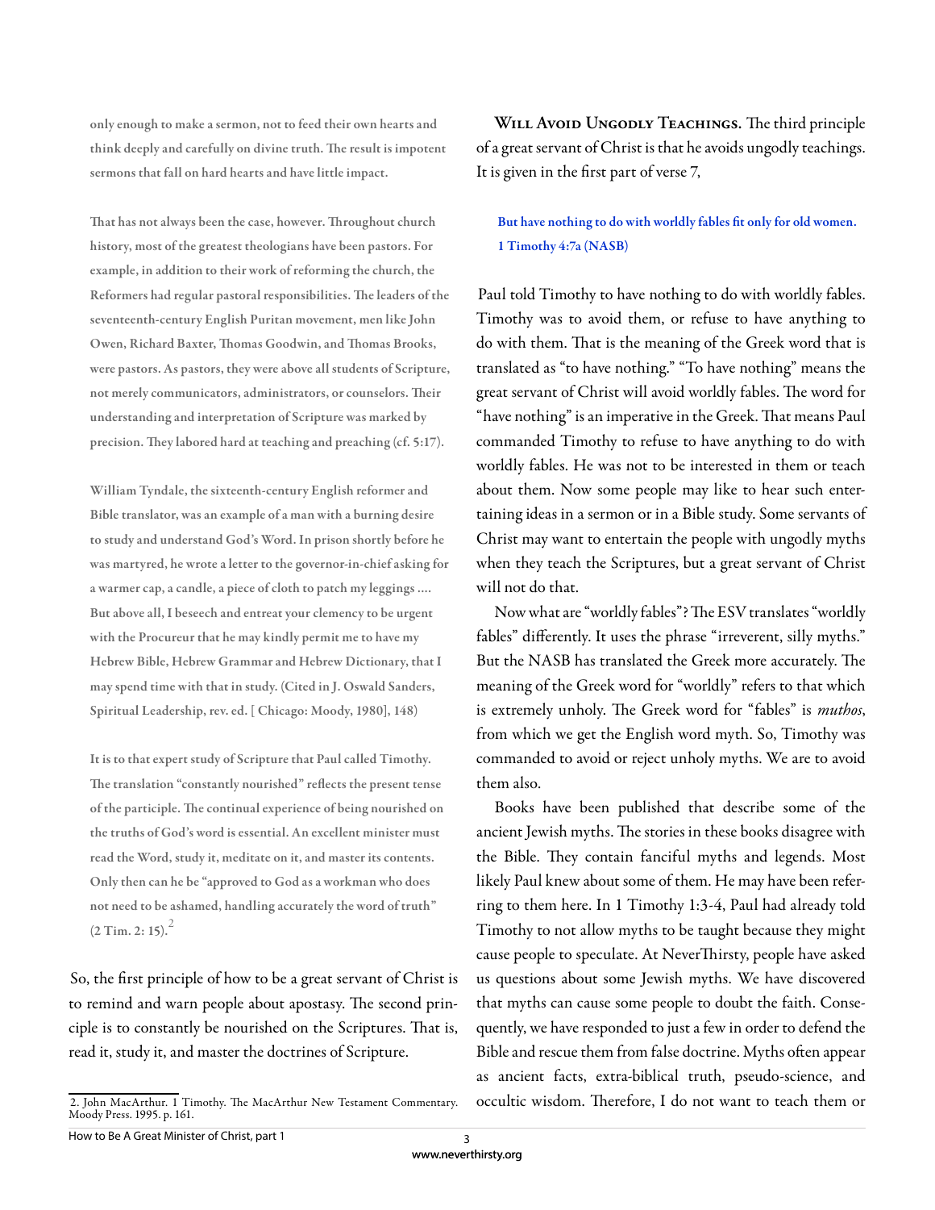only enough to make a sermon, not to feed their own hearts and think deeply and carefully on divine truth. The result is impotent sermons that fall on hard hearts and have little impact.

That has not always been the case, however. Throughout church history, most of the greatest theologians have been pastors. For example, in addition to their work of reforming the church, the Reformers had regular pastoral responsibilities. The leaders of the seventeenth-century English Puritan movement, men like John Owen, Richard Baxter, Thomas Goodwin, and Thomas Brooks, were pastors. As pastors, they were above all students of Scripture, not merely communicators, administrators, or counselors. Their understanding and interpretation of Scripture was marked by precision. They labored hard at teaching and preaching (cf. 5:17).

William Tyndale, the sixteenth-century English reformer and Bible translator, was an example of a man with a burning desire to study and understand God's Word. In prison shortly before he was martyred, he wrote a letter to the governor-in-chief asking for a warmer cap, a candle, a piece of cloth to patch my leggings .... But above all, I beseech and entreat your clemency to be urgent with the Procureur that he may kindly permit me to have my Hebrew Bible, Hebrew Grammar and Hebrew Dictionary, that I may spend time with that in study. (Cited in J. Oswald Sanders, Spiritual Leadership, rev. ed. [ Chicago: Moody, 1980], 148)

It is to that expert study of Scripture that Paul called Timothy. The translation "constantly nourished" reflects the present tense of the participle. The continual experience of being nourished on the truths of God's word is essential. An excellent minister must read the Word, study it, meditate on it, and master its contents. Only then can he be "approved to God as a workman who does not need to be ashamed, handling accurately the word of truth" (2 Tim. 2: 15).[2]

So, the first principle of how to be a great servant of Christ is to remind and warn people about apostasy. The second principle is to constantly be nourished on the Scriptures. That is, read it, study it, and master the doctrines of Scripture.

**Will Avoid Ungodly Teachings.** The third principle of a great servant of Christ is that he avoids ungodly teachings. It is given in the first part of verse 7,

> **But have nothing to do with worldly fables fit only for old women.**
> **1 Timothy 4:7a (NASB)**

Paul told Timothy to have nothing to do with worldly fables. Timothy was to avoid them, or refuse to have anything to do with them. That is the meaning of the Greek word that is translated as "to have nothing." "To have nothing" means the great servant of Christ will avoid worldly fables. The word for "have nothing" is an imperative in the Greek. That means Paul commanded Timothy to refuse to have anything to do with worldly fables. He was not to be interested in them or teach about them. Now some people may like to hear such entertaining ideas in a sermon or in a Bible study. Some servants of Christ may want to entertain the people with ungodly myths when they teach the Scriptures, but a great servant of Christ will not do that.

Now what are "worldly fables"? The ESV translates "worldly fables" differently. It uses the phrase "irreverent, silly myths." But the NASB has translated the Greek more accurately. The meaning of the Greek word for "worldly" refers to that which is extremely unholy. The Greek word for "fables" is *muthos*, from which we get the English word myth. So, Timothy was commanded to avoid or reject unholy myths. We are to avoid them also.

Books have been published that describe some of the ancient Jewish myths. The stories in these books disagree with the Bible. They contain fanciful myths and legends. Most likely Paul knew about some of them. He may have been referring to them here. In 1 Timothy 1:3-4, Paul had already told Timothy to not allow myths to be taught because they might cause people to speculate. At NeverThirsty, people have asked us questions about some Jewish myths. We have discovered that myths can cause some people to doubt the faith. Consequently, we have responded to just a few in order to defend the Bible and rescue them from false doctrine. Myths often appear as ancient facts, extra-biblical truth, pseudo-science, and occultic wisdom. Therefore, I do not want to teach them or

2. John MacArthur. 1 Timothy. The MacArthur New Testament Commentary. Moody Press. 1995. p. 161.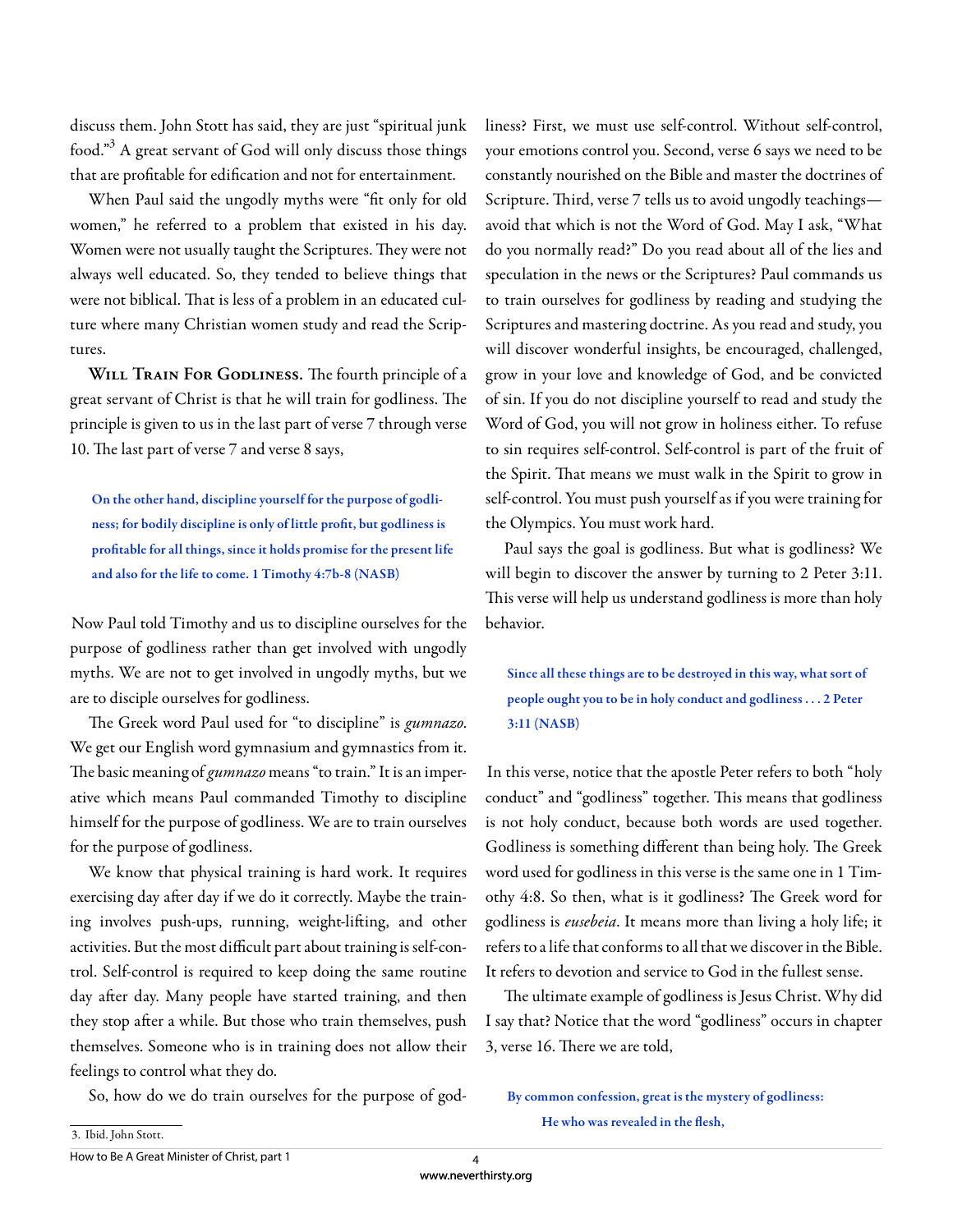discuss them. John Stott has said, they are just "spiritual junk food."[3] A great servant of God will only discuss those things that are profitable for edification and not for entertainment.

When Paul said the ungodly myths were "fit only for old women," he referred to a problem that existed in his day. Women were not usually taught the Scriptures. They were not always well educated. So, they tended to believe things that were not biblical. That is less of a problem in an educated culture where many Christian women study and read the Scriptures.

**Will Train For Godliness.** The fourth principle of a great servant of Christ is that he will train for godliness. The principle is given to us in the last part of verse 7 through verse 10. The last part of verse 7 and verse 8 says,

> **On the other hand, discipline yourself for the purpose of godliness; for bodily discipline is only of little profit, but godliness is profitable for all things, since it holds promise for the present life and also for the life to come. 1 Timothy 4:7b-8 (NASB)**

Now Paul told Timothy and us to discipline ourselves for the purpose of godliness rather than get involved with ungodly myths. We are not to get involved in ungodly myths, but we are to disciple ourselves for godliness.

The Greek word Paul used for "to discipline" is *gumnazo*. We get our English word gymnasium and gymnastics from it. The basic meaning of *gumnazo* means "to train." It is an imperative which means Paul commanded Timothy to discipline himself for the purpose of godliness. We are to train ourselves for the purpose of godliness.

We know that physical training is hard work. It requires exercising day after day if we do it correctly. Maybe the training involves push-ups, running, weight-lifting, and other activities. But the most difficult part about training is self-control. Self-control is required to keep doing the same routine day after day. Many people have started training, and then they stop after a while. But those who train themselves, push themselves. Someone who is in training does not allow their feelings to control what they do.

So, how do we do train ourselves for the purpose of godliness? First, we must use self-control. Without self-control, your emotions control you. Second, verse 6 says we need to be constantly nourished on the Bible and master the doctrines of Scripture. Third, verse 7 tells us to avoid ungodly teachings—avoid that which is not the Word of God. May I ask, "What do you normally read?" Do you read about all of the lies and speculation in the news or the Scriptures? Paul commands us to train ourselves for godliness by reading and studying the Scriptures and mastering doctrine. As you read and study, you will discover wonderful insights, be encouraged, challenged, grow in your love and knowledge of God, and be convicted of sin. If you do not discipline yourself to read and study the Word of God, you will not grow in holiness either. To refuse to sin requires self-control. Self-control is part of the fruit of the Spirit. That means we must walk in the Spirit to grow in self-control. You must push yourself as if you were training for the Olympics. You must work hard.

Paul says the goal is godliness. But what is godliness? We will begin to discover the answer by turning to 2 Peter 3:11. This verse will help us understand godliness is more than holy behavior.

> **Since all these things are to be destroyed in this way, what sort of people ought you to be in holy conduct and godliness . . . 2 Peter 3:11 (NASB)**

In this verse, notice that the apostle Peter refers to both "holy conduct" and "godliness" together. This means that godliness is not holy conduct, because both words are used together. Godliness is something different than being holy. The Greek word used for godliness in this verse is the same one in 1 Timothy 4:8. So then, what is it godliness? The Greek word for godliness is *eusebeia*. It means more than living a holy life; it refers to a life that conforms to all that we discover in the Bible. It refers to devotion and service to God in the fullest sense.

The ultimate example of godliness is Jesus Christ. Why did I say that? Notice that the word "godliness" occurs in chapter 3, verse 16. There we are told,

> **By common confession, great is the mystery of godliness:**
> **He who was revealed in the flesh,**

3. Ibid. John Stott.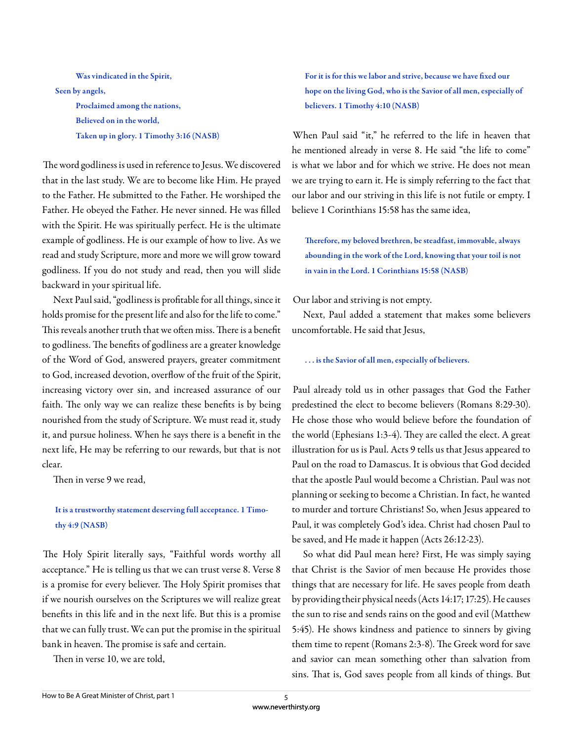> Was vindicated in the Spirit,
> Seen by angels,
> Proclaimed among the nations,
> Believed on in the world,
> Taken up in glory. 1 Timothy 3:16 (NASB)

The word godliness is used in reference to Jesus. We discovered that in the last study. We are to become like Him. He prayed to the Father. He submitted to the Father. He worshiped the Father. He obeyed the Father. He never sinned. He was filled with the Spirit. He was spiritually perfect. He is the ultimate example of godliness. He is our example of how to live. As we read and study Scripture, more and more we will grow toward godliness. If you do not study and read, then you will slide backward in your spiritual life.

Next Paul said, "godliness is profitable for all things, since it holds promise for the present life and also for the life to come." This reveals another truth that we often miss. There is a benefit to godliness. The benefits of godliness are a greater knowledge of the Word of God, answered prayers, greater commitment to God, increased devotion, overflow of the fruit of the Spirit, increasing victory over sin, and increased assurance of our faith. The only way we can realize these benefits is by being nourished from the study of Scripture. We must read it, study it, and pursue holiness. When he says there is a benefit in the next life, He may be referring to our rewards, but that is not clear.

Then in verse 9 we read,

> It is a trustworthy statement deserving full acceptance. 1 Timothy 4:9 (NASB)

The Holy Spirit literally says, "Faithful words worthy all acceptance." He is telling us that we can trust verse 8. Verse 8 is a promise for every believer. The Holy Spirit promises that if we nourish ourselves on the Scriptures we will realize great benefits in this life and in the next life. But this is a promise that we can fully trust. We can put the promise in the spiritual bank in heaven. The promise is safe and certain.

Then in verse 10, we are told,

> For it is for this we labor and strive, because we have fixed our hope on the living God, who is the Savior of all men, especially of believers. 1 Timothy 4:10 (NASB)

When Paul said "it," he referred to the life in heaven that he mentioned already in verse 8. He said "the life to come" is what we labor and for which we strive. He does not mean we are trying to earn it. He is simply referring to the fact that our labor and our striving in this life is not futile or empty. I believe 1 Corinthians 15:58 has the same idea,

> Therefore, my beloved brethren, be steadfast, immovable, always abounding in the work of the Lord, knowing that your toil is not in vain in the Lord. 1 Corinthians 15:58 (NASB)

Our labor and striving is not empty.

Next, Paul added a statement that makes some believers uncomfortable. He said that Jesus,

> . . . is the Savior of all men, especially of believers.

Paul already told us in other passages that God the Father predestined the elect to become believers (Romans 8:29-30). He chose those who would believe before the foundation of the world (Ephesians 1:3-4). They are called the elect. A great illustration for us is Paul. Acts 9 tells us that Jesus appeared to Paul on the road to Damascus. It is obvious that God decided that the apostle Paul would become a Christian. Paul was not planning or seeking to become a Christian. In fact, he wanted to murder and torture Christians! So, when Jesus appeared to Paul, it was completely God's idea. Christ had chosen Paul to be saved, and He made it happen (Acts 26:12-23).

So what did Paul mean here? First, He was simply saying that Christ is the Savior of men because He provides those things that are necessary for life. He saves people from death by providing their physical needs (Acts 14:17; 17:25). He causes the sun to rise and sends rains on the good and evil (Matthew 5:45). He shows kindness and patience to sinners by giving them time to repent (Romans 2:3-8). The Greek word for save and savior can mean something other than salvation from sins. That is, God saves people from all kinds of things. But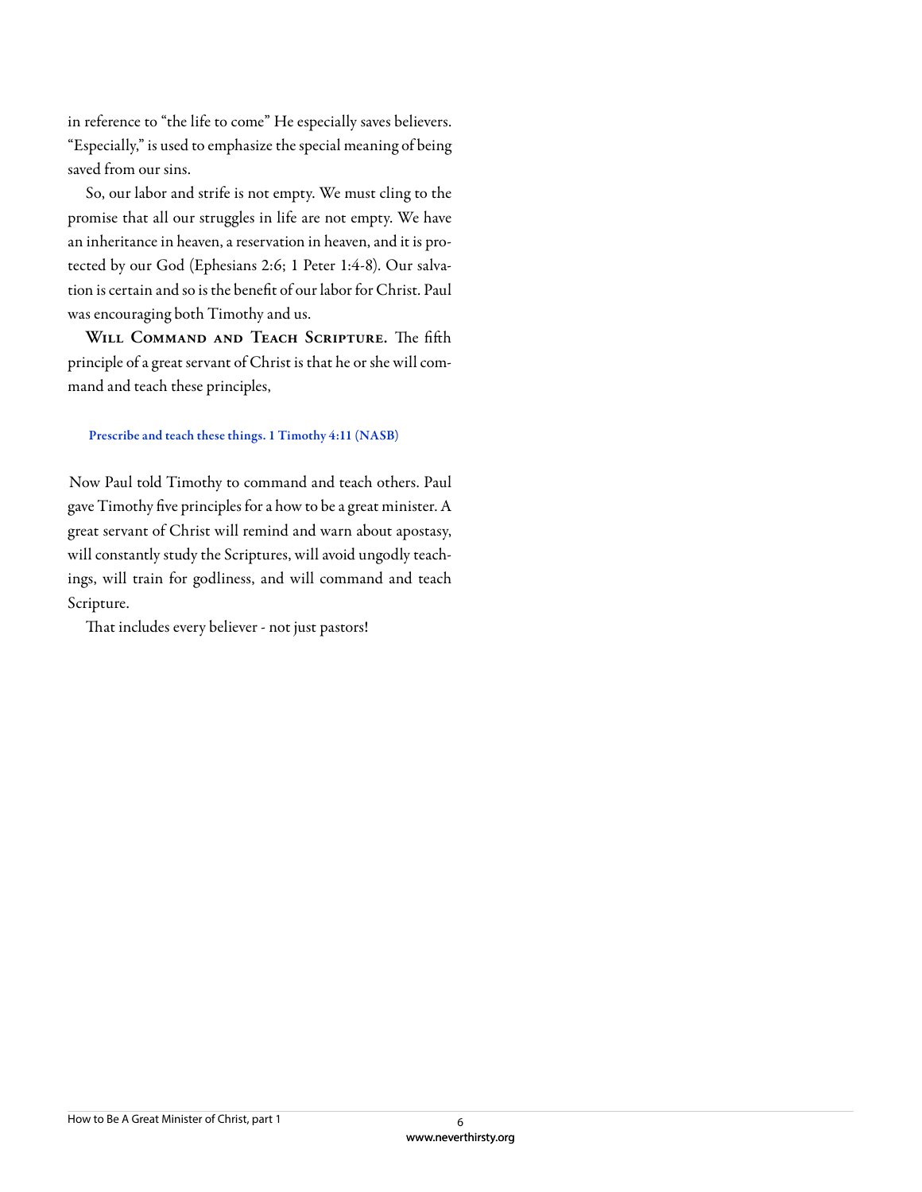in reference to "the life to come" He especially saves believers. "Especially," is used to emphasize the special meaning of being saved from our sins.

So, our labor and strife is not empty. We must cling to the promise that all our struggles in life are not empty. We have an inheritance in heaven, a reservation in heaven, and it is protected by our God (Ephesians 2:6; 1 Peter 1:4-8). Our salvation is certain and so is the benefit of our labor for Christ. Paul was encouraging both Timothy and us.

**Will Command and Teach Scripture.** The fifth principle of a great servant of Christ is that he or she will command and teach these principles,

> **Prescribe and teach these things. 1 Timothy 4:11 (NASB)**

Now Paul told Timothy to command and teach others. Paul gave Timothy five principles for a how to be a great minister. A great servant of Christ will remind and warn about apostasy, will constantly study the Scriptures, will avoid ungodly teachings, will train for godliness, and will command and teach Scripture.

That includes every believer - not just pastors!